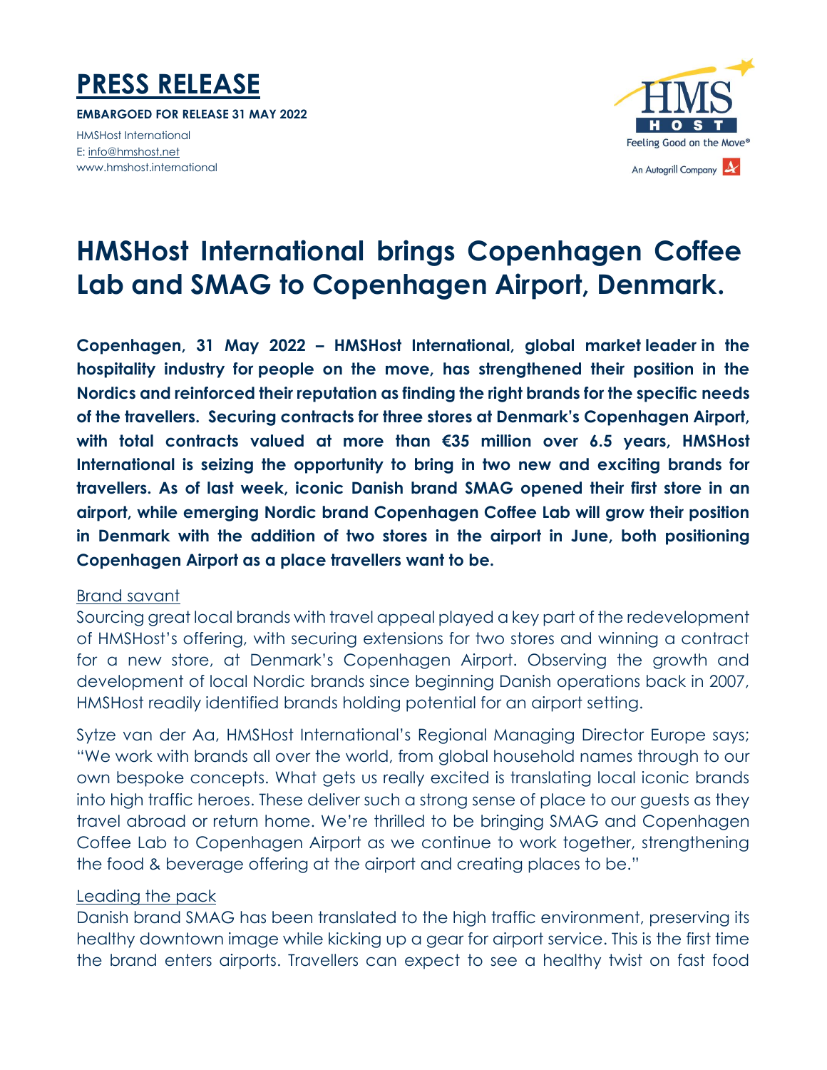# PRESS RELEASE

**EMBARGOED FOR RELEASE 31 MAY 2022**

HMSHost International
E: info@hmshost.net
www.hmshost.international

HMS HOST
Feeling Good on the Move®
An Autogrill Company

# HMSHost International brings Copenhagen Coffee Lab and SMAG to Copenhagen Airport, Denmark.

**Copenhagen, 31 May 2022 – HMSHost International, global market leader in the hospitality industry for people on the move, has strengthened their position in the Nordics and reinforced their reputation as finding the right brands for the specific needs of the travellers. Securing contracts for three stores at Denmark's Copenhagen Airport, with total contracts valued at more than €35 million over 6.5 years, HMSHost International is seizing the opportunity to bring in two new and exciting brands for travellers. As of last week, iconic Danish brand SMAG opened their first store in an airport, while emerging Nordic brand Copenhagen Coffee Lab will grow their position in Denmark with the addition of two stores in the airport in June, both positioning Copenhagen Airport as a place travellers want to be.**

<u>Brand savant</u>

Sourcing great local brands with travel appeal played a key part of the redevelopment of HMSHost's offering, with securing extensions for two stores and winning a contract for a new store, at Denmark's Copenhagen Airport. Observing the growth and development of local Nordic brands since beginning Danish operations back in 2007, HMSHost readily identified brands holding potential for an airport setting.

Sytze van der Aa, HMSHost International's Regional Managing Director Europe says; "We work with brands all over the world, from global household names through to our own bespoke concepts. What gets us really excited is translating local iconic brands into high traffic heroes. These deliver such a strong sense of place to our guests as they travel abroad or return home. We're thrilled to be bringing SMAG and Copenhagen Coffee Lab to Copenhagen Airport as we continue to work together, strengthening the food & beverage offering at the airport and creating places to be."

<u>Leading the pack</u>

Danish brand SMAG has been translated to the high traffic environment, preserving its healthy downtown image while kicking up a gear for airport service. This is the first time the brand enters airports. Travellers can expect to see a healthy twist on fast food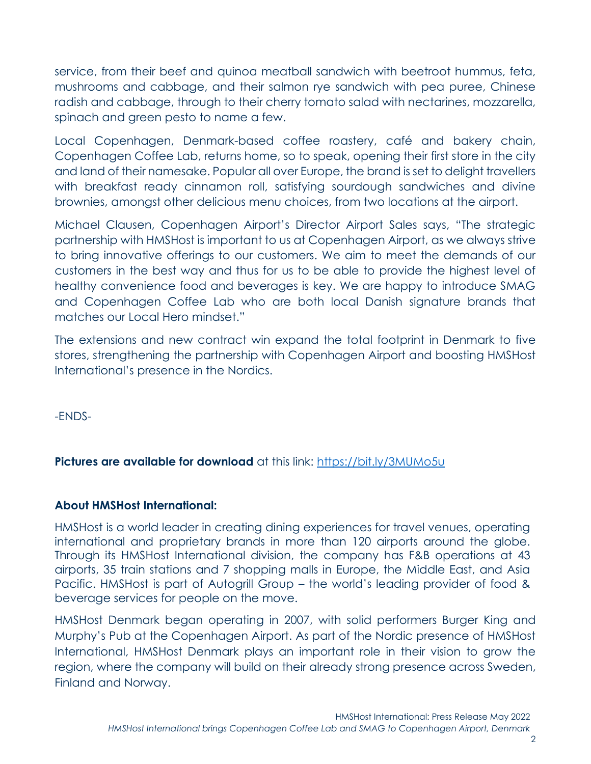service, from their beef and quinoa meatball sandwich with beetroot hummus, feta, mushrooms and cabbage, and their salmon rye sandwich with pea puree, Chinese radish and cabbage, through to their cherry tomato salad with nectarines, mozzarella, spinach and green pesto to name a few.

Local Copenhagen, Denmark-based coffee roastery, café and bakery chain, Copenhagen Coffee Lab, returns home, so to speak, opening their first store in the city and land of their namesake. Popular all over Europe, the brand is set to delight travellers with breakfast ready cinnamon roll, satisfying sourdough sandwiches and divine brownies, amongst other delicious menu choices, from two locations at the airport.

Michael Clausen, Copenhagen Airport's Director Airport Sales says, "The strategic partnership with HMSHost is important to us at Copenhagen Airport, as we always strive to bring innovative offerings to our customers. We aim to meet the demands of our customers in the best way and thus for us to be able to provide the highest level of healthy convenience food and beverages is key. We are happy to introduce SMAG and Copenhagen Coffee Lab who are both local Danish signature brands that matches our Local Hero mindset."

The extensions and new contract win expand the total footprint in Denmark to five stores, strengthening the partnership with Copenhagen Airport and boosting HMSHost International's presence in the Nordics.

-ENDS-

**Pictures are available for download** at this link: https://bit.ly/3MUMo5u

**About HMSHost International:**

HMSHost is a world leader in creating dining experiences for travel venues, operating international and proprietary brands in more than 120 airports around the globe. Through its HMSHost International division, the company has F&B operations at 43 airports, 35 train stations and 7 shopping malls in Europe, the Middle East, and Asia Pacific. HMSHost is part of Autogrill Group – the world's leading provider of food & beverage services for people on the move.

HMSHost Denmark began operating in 2007, with solid performers Burger King and Murphy's Pub at the Copenhagen Airport. As part of the Nordic presence of HMSHost International, HMSHost Denmark plays an important role in their vision to grow the region, where the company will build on their already strong presence across Sweden, Finland and Norway.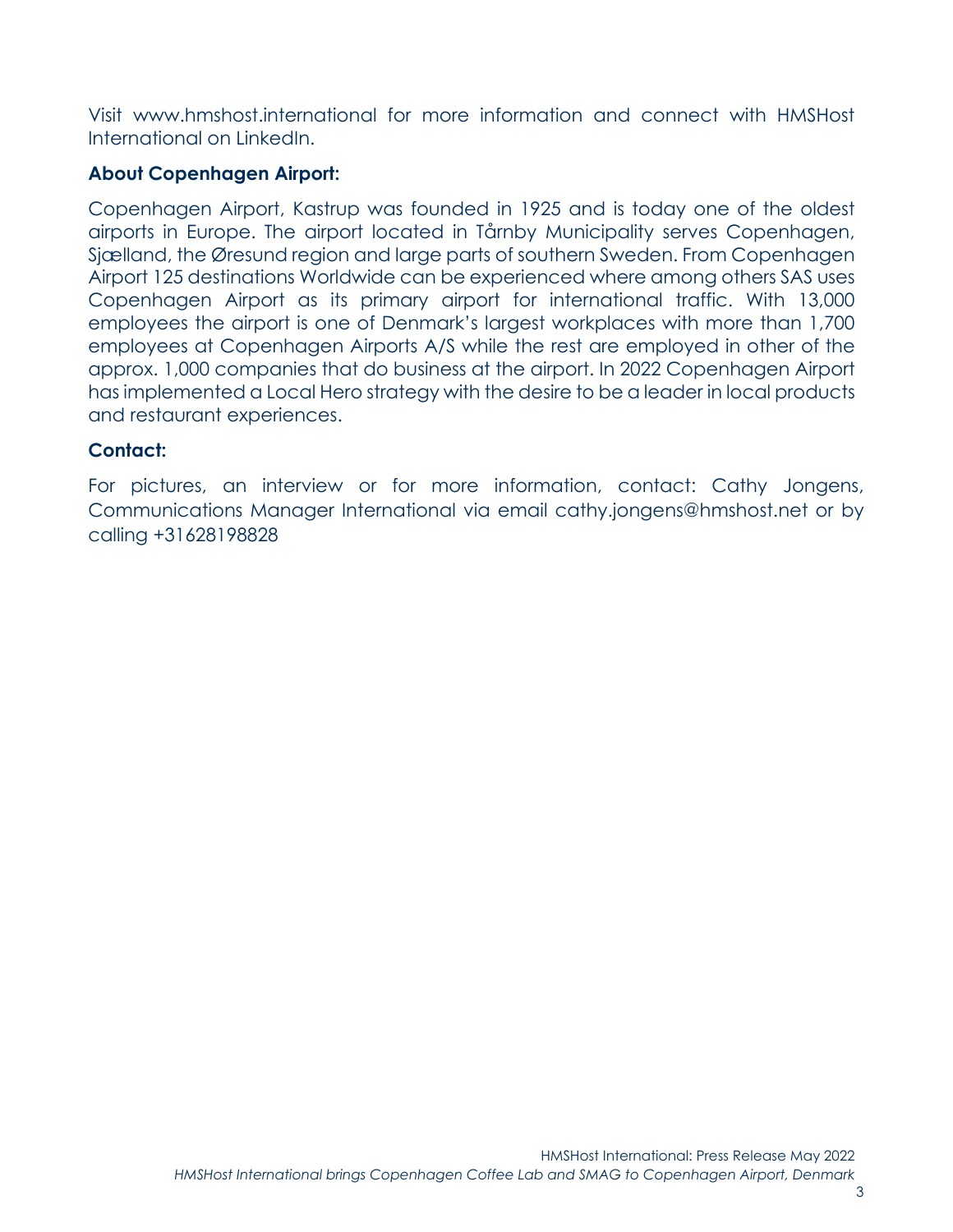Visit www.hmshost.international for more information and connect with HMSHost International on LinkedIn.

**About Copenhagen Airport:**

Copenhagen Airport, Kastrup was founded in 1925 and is today one of the oldest airports in Europe. The airport located in Tårnby Municipality serves Copenhagen, Sjælland, the Øresund region and large parts of southern Sweden. From Copenhagen Airport 125 destinations Worldwide can be experienced where among others SAS uses Copenhagen Airport as its primary airport for international traffic. With 13,000 employees the airport is one of Denmark's largest workplaces with more than 1,700 employees at Copenhagen Airports A/S while the rest are employed in other of the approx. 1,000 companies that do business at the airport. In 2022 Copenhagen Airport has implemented a Local Hero strategy with the desire to be a leader in local products and restaurant experiences.

**Contact:**

For pictures, an interview or for more information, contact: Cathy Jongens, Communications Manager International via email cathy.jongens@hmshost.net or by calling +31628198828